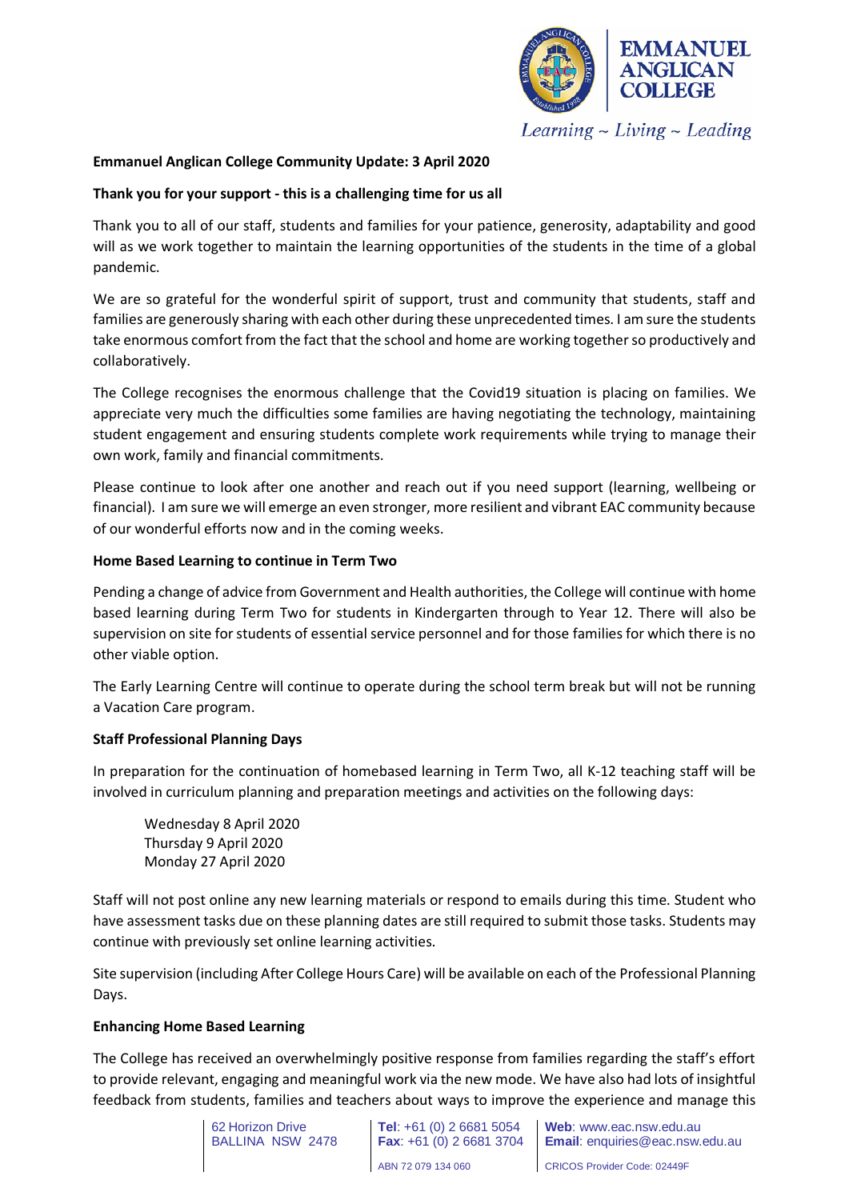**Emmanuel Anglican College Community Update: 3 April 2020**

**Thank you for your support - this is a challenging time for us all**

Thank you to all of our staff, students and families for your patience, generosity, adaptability and good will as we work together to maintain the learning opportunities of the students in the time of a global pandemic.

We are so grateful for the wonderful spirit of support, trust and community that students, staff and families are generously sharing with each other during these unprecedented times. I am sure the students take enormous comfort from the fact that the school and home are working together so productively and collaboratively.

The College recognises the enormous challenge that the Covid19 situation is placing on families. We appreciate very much the difficulties some families are having negotiating the technology, maintaining student engagement and ensuring students complete work requirements while trying to manage their own work, family and financial commitments.

Please continue to look after one another and reach out if you need support (learning, wellbeing or financial). I am sure we will emerge an even stronger, more resilient and vibrant EAC community because of our wonderful efforts now and in the coming weeks.

**Home Based Learning to continue in Term Two**

Pending a change of advice from Government and Health authorities, the College will continue with home based learning during Term Two for students in Kindergarten through to Year 12. There will also be supervision on site for students of essential service personnel and for those families for which there is no other viable option.

The Early Learning Centre will continue to operate during the school term break but will not be running a Vacation Care program.

**Staff Professional Planning Days**

In preparation for the continuation of homebased learning in Term Two, all K-12 teaching staff will be involved in curriculum planning and preparation meetings and activities on the following days:

Wednesday 8 April 2020
Thursday 9 April 2020
Monday 27 April 2020

Staff will not post online any new learning materials or respond to emails during this time. Student who have assessment tasks due on these planning dates are still required to submit those tasks. Students may continue with previously set online learning activities.

Site supervision (including After College Hours Care) will be available on each of the Professional Planning Days.

**Enhancing Home Based Learning**

The College has received an overwhelmingly positive response from families regarding the staff's effort to provide relevant, engaging and meaningful work via the new mode. We have also had lots of insightful feedback from students, families and teachers about ways to improve the experience and manage this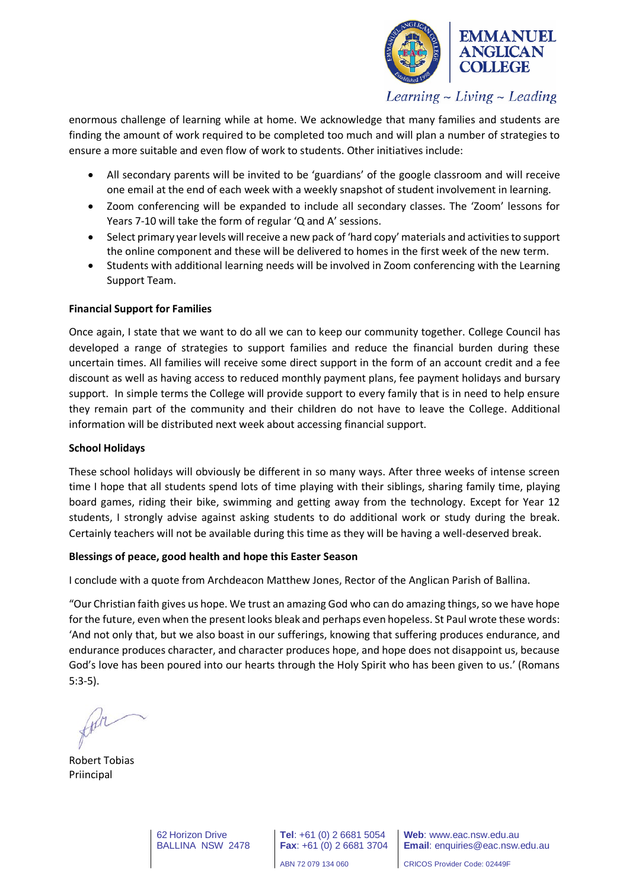enormous challenge of learning while at home. We acknowledge that many families and students are finding the amount of work required to be completed too much and will plan a number of strategies to ensure a more suitable and even flow of work to students. Other initiatives include:

- All secondary parents will be invited to be 'guardians' of the google classroom and will receive one email at the end of each week with a weekly snapshot of student involvement in learning.
- Zoom conferencing will be expanded to include all secondary classes. The 'Zoom' lessons for Years 7-10 will take the form of regular 'Q and A' sessions.
- Select primary year levels will receive a new pack of 'hard copy' materials and activities to support the online component and these will be delivered to homes in the first week of the new term.
- Students with additional learning needs will be involved in Zoom conferencing with the Learning Support Team.

**Financial Support for Families**

Once again, I state that we want to do all we can to keep our community together. College Council has developed a range of strategies to support families and reduce the financial burden during these uncertain times. All families will receive some direct support in the form of an account credit and a fee discount as well as having access to reduced monthly payment plans, fee payment holidays and bursary support. In simple terms the College will provide support to every family that is in need to help ensure they remain part of the community and their children do not have to leave the College. Additional information will be distributed next week about accessing financial support.

**School Holidays**

These school holidays will obviously be different in so many ways. After three weeks of intense screen time I hope that all students spend lots of time playing with their siblings, sharing family time, playing board games, riding their bike, swimming and getting away from the technology. Except for Year 12 students, I strongly advise against asking students to do additional work or study during the break. Certainly teachers will not be available during this time as they will be having a well-deserved break.

**Blessings of peace, good health and hope this Easter Season**

I conclude with a quote from Archdeacon Matthew Jones, Rector of the Anglican Parish of Ballina.

"Our Christian faith gives us hope. We trust an amazing God who can do amazing things, so we have hope for the future, even when the present looks bleak and perhaps even hopeless. St Paul wrote these words: 'And not only that, but we also boast in our sufferings, knowing that suffering produces endurance, and endurance produces character, and character produces hope, and hope does not disappoint us, because God's love has been poured into our hearts through the Holy Spirit who has been given to us.' (Romans 5:3-5).

Robert Tobias
Priincipal